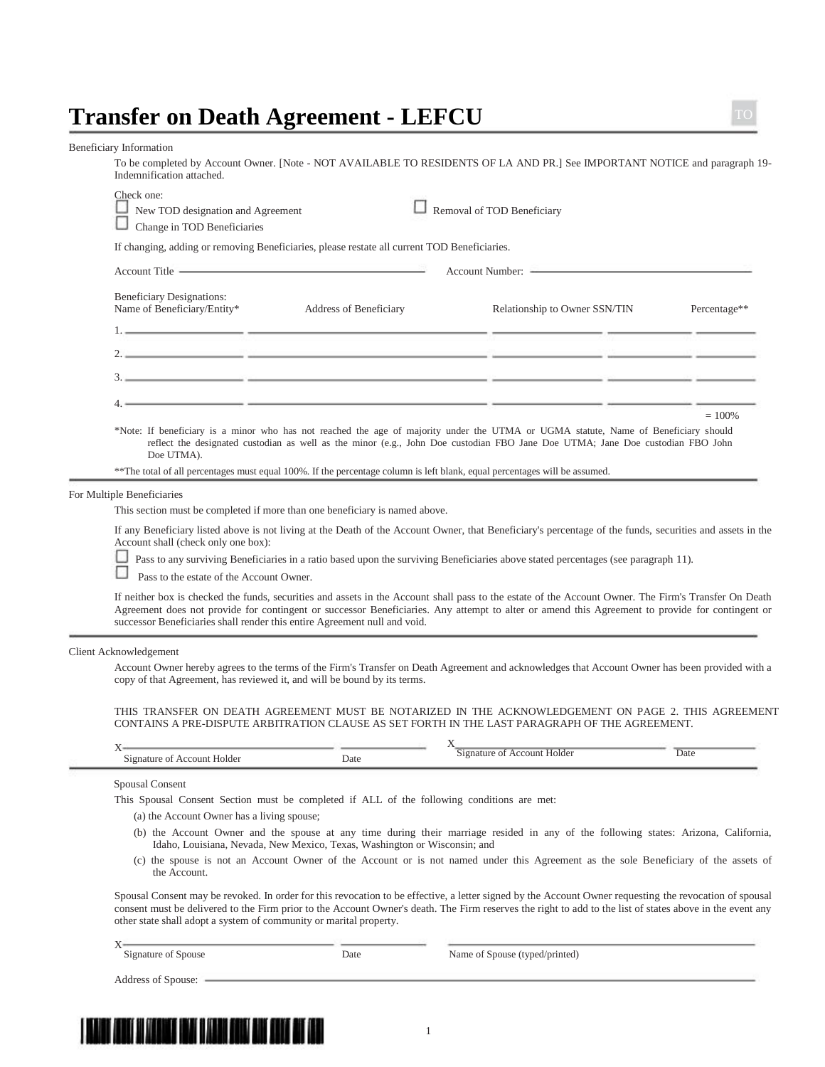# Transfer on Death Agreement - LEFCU

TO

## Beneficiary Information

To be completed by Account Owner. [Note - NOT AVAILABLE TO RESIDENTS OF LA AND PR.] See IMPORTANT NOTICE and paragraph 19-Indemnification attached.

Check one:

☐ New TOD designation and Agreement

☐ Change in TOD Beneficiaries

☐ Removal of TOD Beneficiary

If changing, adding or removing Beneficiaries, please restate all current TOD Beneficiaries.

Account Title ______________________ Account Number: ______________________

Beneficiary Designations:

| | Name of Beneficiary/Entity* | Address of Beneficiary | Relationship to Owner | SSN/TIN | Percentage** |
|---|---|---|---|---|---|
| 1. | | | | | |
| 2. | | | | | |
| 3. | | | | | |
| 4. | | | | | |
| | | | | | = 100% |

*Note: If beneficiary is a minor who has not reached the age of majority under the UTMA or UGMA statute, Name of Beneficiary should reflect the designated custodian as well as the minor (e.g., John Doe custodian FBO Jane Doe UTMA; Jane Doe custodian FBO John Doe UTMA).

**The total of all percentages must equal 100%. If the percentage column is left blank, equal percentages will be assumed.

## For Multiple Beneficiaries

This section must be completed if more than one beneficiary is named above.

If any Beneficiary listed above is not living at the Death of the Account Owner, that Beneficiary's percentage of the funds, securities and assets in the Account shall (check only one box):

☐ Pass to any surviving Beneficiaries in a ratio based upon the surviving Beneficiaries above stated percentages (see paragraph 11).

☐ Pass to the estate of the Account Owner.

If neither box is checked the funds, securities and assets in the Account shall pass to the estate of the Account Owner. The Firm's Transfer On Death Agreement does not provide for contingent or successor Beneficiaries. Any attempt to alter or amend this Agreement to provide for contingent or successor Beneficiaries shall render this entire Agreement null and void.

## Client Acknowledgement

Account Owner hereby agrees to the terms of the Firm's Transfer on Death Agreement and acknowledges that Account Owner has been provided with a copy of that Agreement, has reviewed it, and will be bound by its terms.

THIS TRANSFER ON DEATH AGREEMENT MUST BE NOTARIZED IN THE ACKNOWLEDGEMENT ON PAGE 2. THIS AGREEMENT CONTAINS A PRE-DISPUTE ARBITRATION CLAUSE AS SET FORTH IN THE LAST PARAGRAPH OF THE AGREEMENT.

X______________________ ____________ X______________________ ____________

Signature of Account Holder Date Signature of Account Holder Date

## Spousal Consent

This Spousal Consent Section must be completed if ALL of the following conditions are met:

(a) the Account Owner has a living spouse;

(b) the Account Owner and the spouse at any time during their marriage resided in any of the following states: Arizona, California, Idaho, Louisiana, Nevada, New Mexico, Texas, Washington or Wisconsin; and

(c) the spouse is not an Account Owner of the Account or is not named under this Agreement as the sole Beneficiary of the assets of the Account.

Spousal Consent may be revoked. In order for this revocation to be effective, a letter signed by the Account Owner requesting the revocation of spousal consent must be delivered to the Firm prior to the Account Owner's death. The Firm reserves the right to add to the list of states above in the event any other state shall adopt a system of community or marital property.

X______________________ ____________ ______________________

Signature of Spouse Date Name of Spouse (typed/printed)

Address of Spouse: ______________________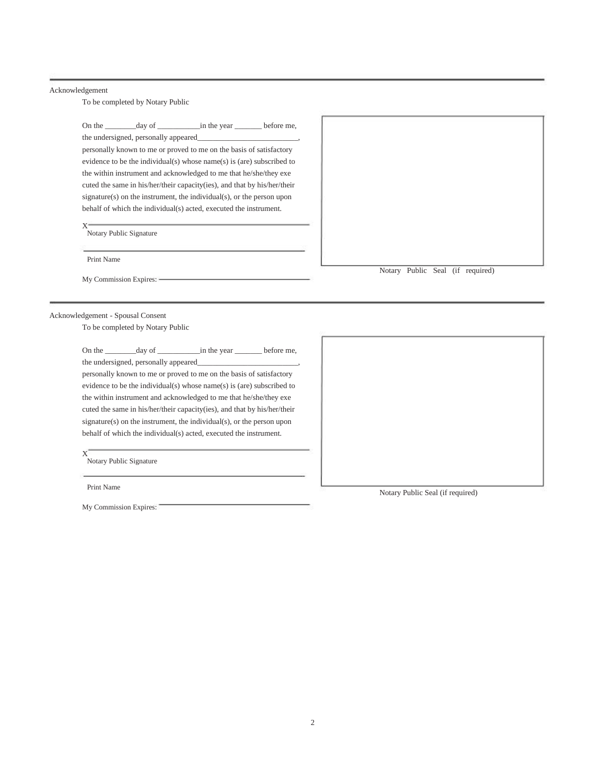## Acknowledgement

To be completed by Notary Public

On the ________day of ___________in the year _______ before me, the undersigned, personally appeared__________________________, personally known to me or proved to me on the basis of satisfactory evidence to be the individual(s) whose name(s) is (are) subscribed to the within instrument and acknowledged to me that he/she/they exe cuted the same in his/her/their capacity(ies), and that by his/her/their signature(s) on the instrument, the individual(s), or the person upon behalf of which the individual(s) acted, executed the instrument.

X_______________________________________________

Notary Public Signature

_______________________________________________

Print Name

My Commission Expires: ______________________________

Notary Public Seal (if required)

---

## Acknowledgement - Spousal Consent

To be completed by Notary Public

On the ________day of ___________in the year _______ before me, the undersigned, personally appeared__________________________, personally known to me or proved to me on the basis of satisfactory evidence to be the individual(s) whose name(s) is (are) subscribed to the within instrument and acknowledged to me that he/she/they exe cuted the same in his/her/their capacity(ies), and that by his/her/their signature(s) on the instrument, the individual(s), or the person upon behalf of which the individual(s) acted, executed the instrument.

X_______________________________________________

Notary Public Signature

_______________________________________________

Print Name

My Commission Expires: ______________________________

Notary Public Seal (if required)